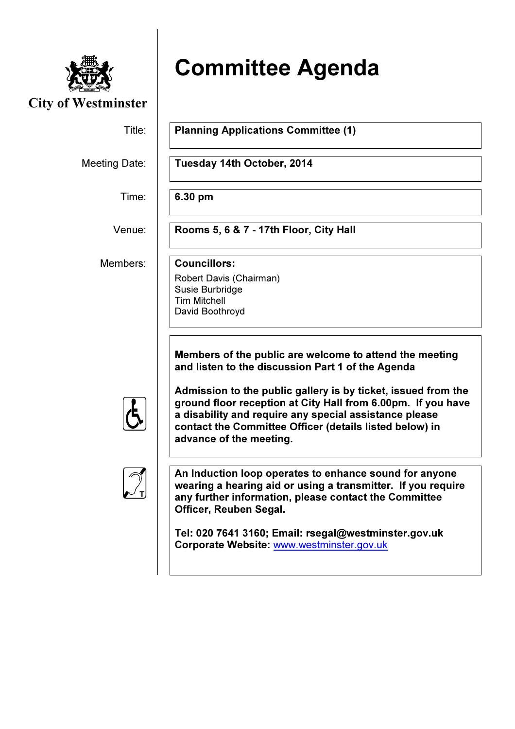City of Westminster

# Committee Agenda

| | |
|---|---|
| Title: | **Planning Applications Committee (1)** |
| Meeting Date: | **Tuesday 14th October, 2014** |
| Time: | **6.30 pm** |
| Venue: | **Rooms 5, 6 & 7 - 17th Floor, City Hall** |
| Members: | **Councillors:**<br>Robert Davis (Chairman)<br>Susie Burbridge<br>Tim Mitchell<br>David Boothroyd |

**Members of the public are welcome to attend the meeting and listen to the discussion Part 1 of the Agenda**

**Admission to the public gallery is by ticket, issued from the ground floor reception at City Hall from 6.00pm. If you have a disability and require any special assistance please contact the Committee Officer (details listed below) in advance of the meeting.**

**An Induction loop operates to enhance sound for anyone wearing a hearing aid or using a transmitter. If you require any further information, please contact the Committee Officer, Reuben Segal.**

**Tel: 020 7641 3160; Email: rsegal@westminster.gov.uk**
**Corporate Website:** www.westminster.gov.uk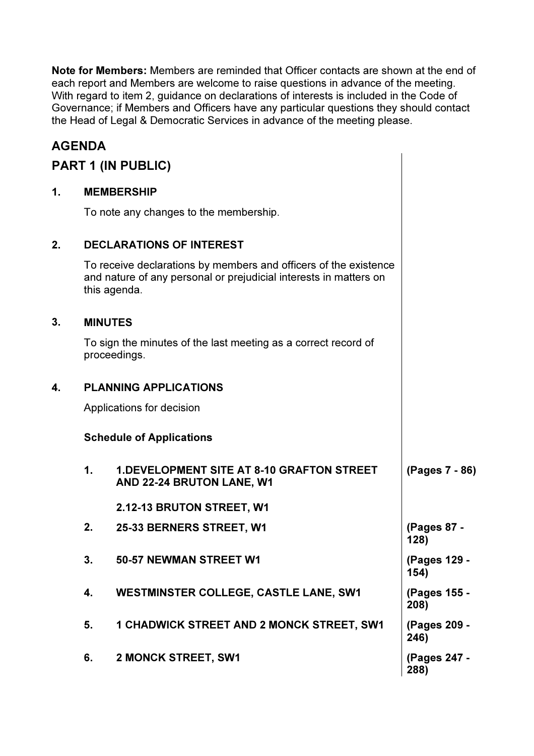**Note for Members:** Members are reminded that Officer contacts are shown at the end of each report and Members are welcome to raise questions in advance of the meeting. With regard to item 2, guidance on declarations of interests is included in the Code of Governance; if Members and Officers have any particular questions they should contact the Head of Legal & Democratic Services in advance of the meeting please.

## AGENDA

## PART 1 (IN PUBLIC)

### 1. MEMBERSHIP

To note any changes to the membership.

### 2. DECLARATIONS OF INTEREST

To receive declarations by members and officers of the existence and nature of any personal or prejudicial interests in matters on this agenda.

### 3. MINUTES

To sign the minutes of the last meeting as a correct record of proceedings.

### 4. PLANNING APPLICATIONS

Applications for decision

**Schedule of Applications**

| | Application | Pages |
|---|---|---|
| **1.** | **1.DEVELOPMENT SITE AT 8-10 GRAFTON STREET AND 22-24 BRUTON LANE, W1**<br><br>**2.12-13 BRUTON STREET, W1** | **(Pages 7 - 86)** |
| **2.** | **25-33 BERNERS STREET, W1** | **(Pages 87 - 128)** |
| **3.** | **50-57 NEWMAN STREET W1** | **(Pages 129 - 154)** |
| **4.** | **WESTMINSTER COLLEGE, CASTLE LANE, SW1** | **(Pages 155 - 208)** |
| **5.** | **1 CHADWICK STREET AND 2 MONCK STREET, SW1** | **(Pages 209 - 246)** |
| **6.** | **2 MONCK STREET, SW1** | **(Pages 247 - 288)** |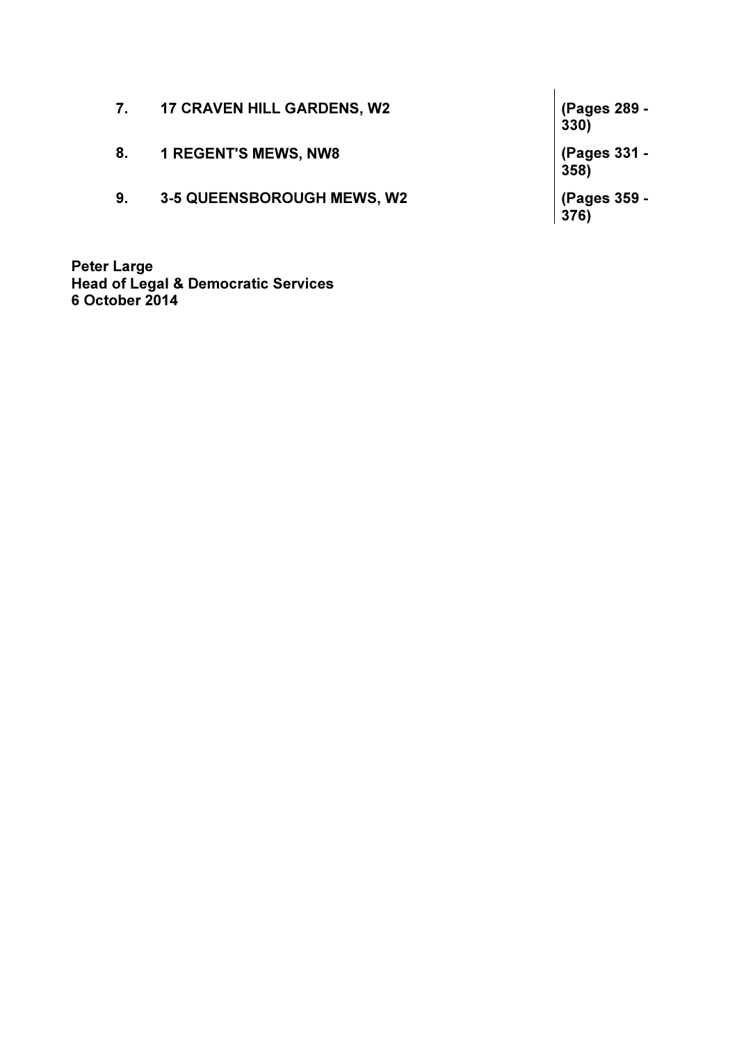| | | |
|---|---|---|
| **7.** | **17 CRAVEN HILL GARDENS, W2** | **(Pages 289 - 330)** |
| **8.** | **1 REGENT'S MEWS, NW8** | **(Pages 331 - 358)** |
| **9.** | **3-5 QUEENSBOROUGH MEWS, W2** | **(Pages 359 - 376)** |

**Peter Large**
**Head of Legal & Democratic Services**
**6 October 2014**